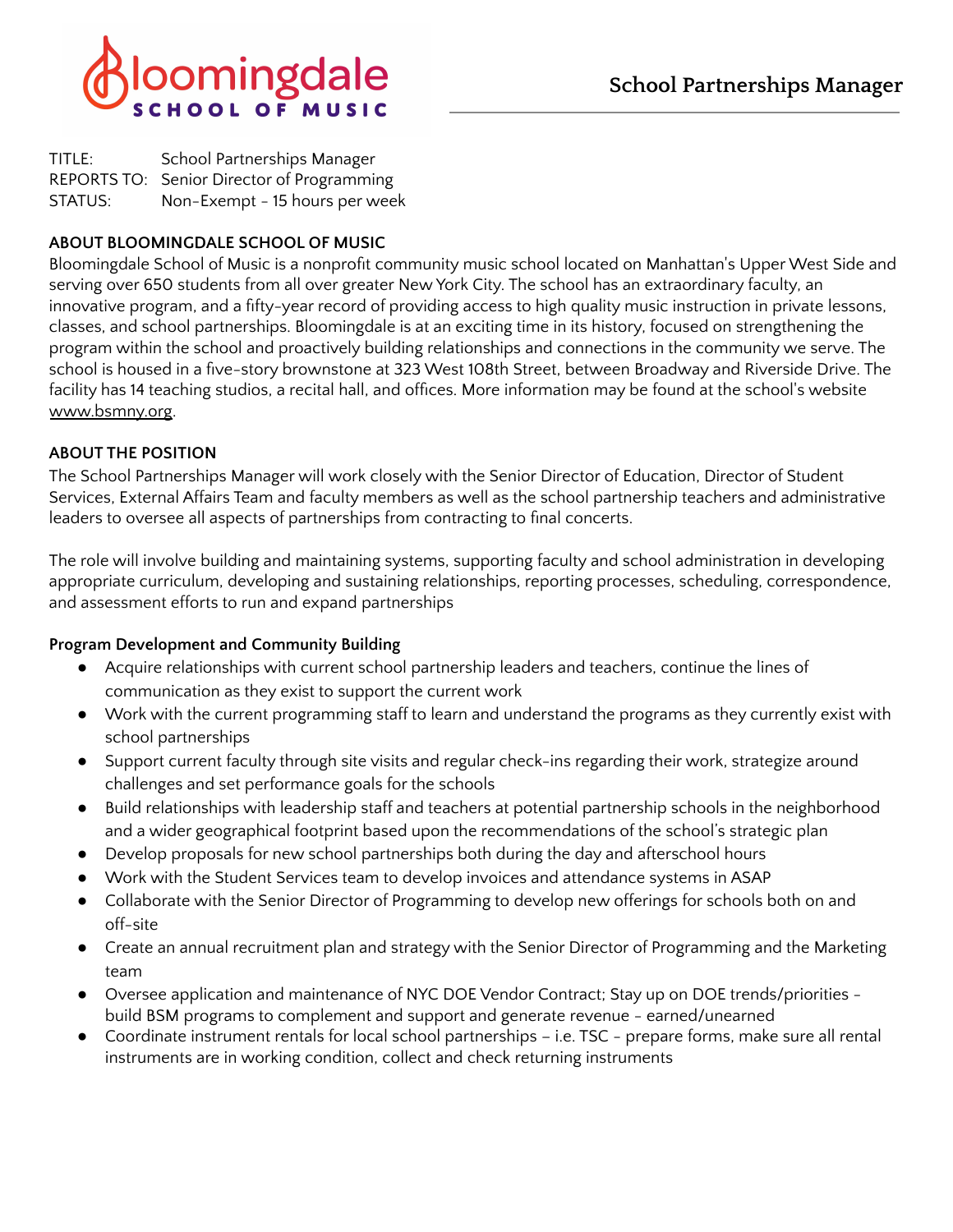# School Partnerships Manager

TITLE: School Partnerships Manager
REPORTS TO: Senior Director of Programming
STATUS: Non-Exempt - 15 hours per week

**ABOUT BLOOMINGDALE SCHOOL OF MUSIC**

Bloomingdale School of Music is a nonprofit community music school located on Manhattan's Upper West Side and serving over 650 students from all over greater New York City. The school has an extraordinary faculty, an innovative program, and a fifty-year record of providing access to high quality music instruction in private lessons, classes, and school partnerships. Bloomingdale is at an exciting time in its history, focused on strengthening the program within the school and proactively building relationships and connections in the community we serve. The school is housed in a five-story brownstone at 323 West 108th Street, between Broadway and Riverside Drive. The facility has 14 teaching studios, a recital hall, and offices. More information may be found at the school's website www.bsmny.org.

**ABOUT THE POSITION**

The School Partnerships Manager will work closely with the Senior Director of Education, Director of Student Services, External Affairs Team and faculty members as well as the school partnership teachers and administrative leaders to oversee all aspects of partnerships from contracting to final concerts.

The role will involve building and maintaining systems, supporting faculty and school administration in developing appropriate curriculum, developing and sustaining relationships, reporting processes, scheduling, correspondence, and assessment efforts to run and expand partnerships

**Program Development and Community Building**

- Acquire relationships with current school partnership leaders and teachers, continue the lines of communication as they exist to support the current work
- Work with the current programming staff to learn and understand the programs as they currently exist with school partnerships
- Support current faculty through site visits and regular check-ins regarding their work, strategize around challenges and set performance goals for the schools
- Build relationships with leadership staff and teachers at potential partnership schools in the neighborhood and a wider geographical footprint based upon the recommendations of the school's strategic plan
- Develop proposals for new school partnerships both during the day and afterschool hours
- Work with the Student Services team to develop invoices and attendance systems in ASAP
- Collaborate with the Senior Director of Programming to develop new offerings for schools both on and off-site
- Create an annual recruitment plan and strategy with the Senior Director of Programming and the Marketing team
- Oversee application and maintenance of NYC DOE Vendor Contract; Stay up on DOE trends/priorities - build BSM programs to complement and support and generate revenue - earned/unearned
- Coordinate instrument rentals for local school partnerships – i.e. TSC - prepare forms, make sure all rental instruments are in working condition, collect and check returning instruments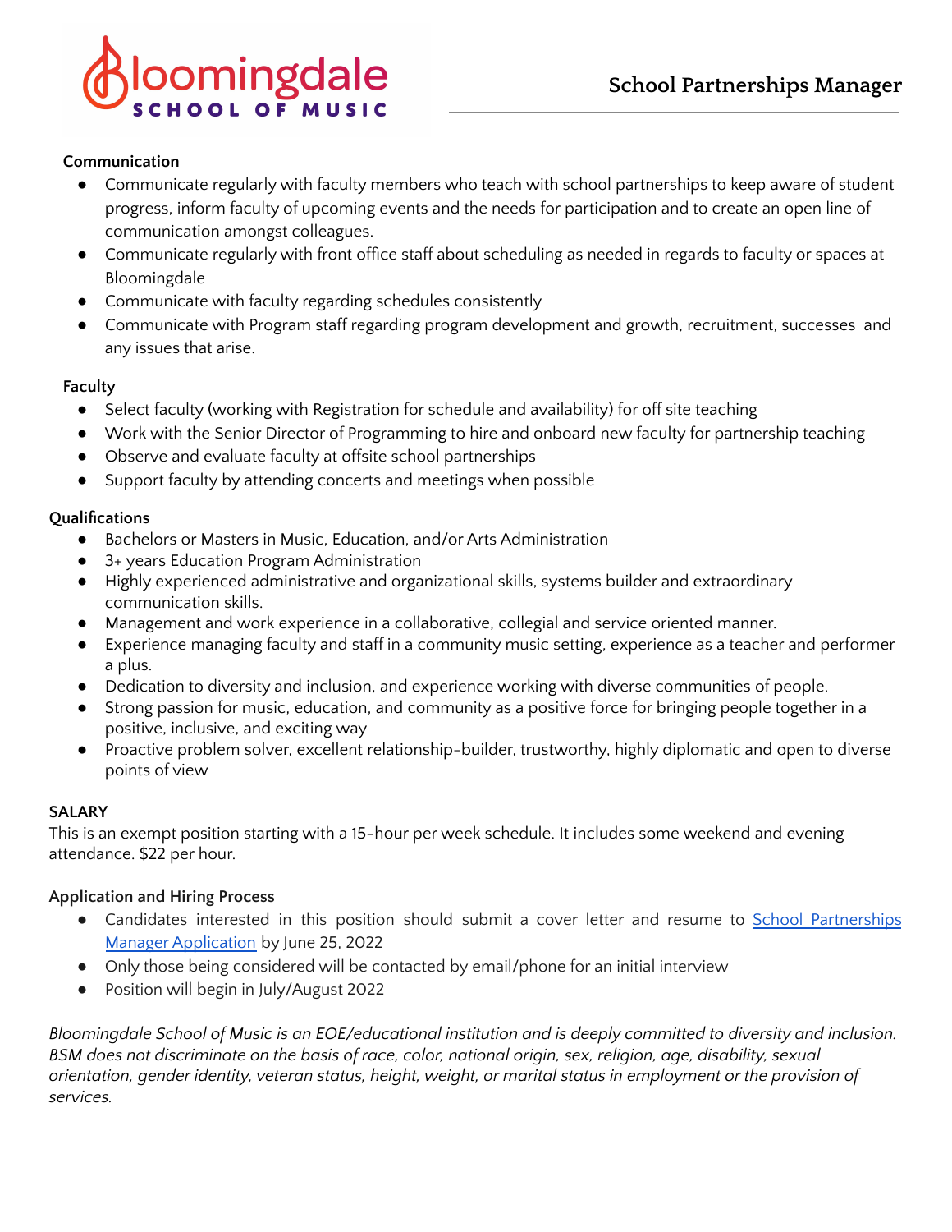**Communication**

- Communicate regularly with faculty members who teach with school partnerships to keep aware of student progress, inform faculty of upcoming events and the needs for participation and to create an open line of communication amongst colleagues.
- Communicate regularly with front office staff about scheduling as needed in regards to faculty or spaces at Bloomingdale
- Communicate with faculty regarding schedules consistently
- Communicate with Program staff regarding program development and growth, recruitment, successes and any issues that arise.

**Faculty**

- Select faculty (working with Registration for schedule and availability) for off site teaching
- Work with the Senior Director of Programming to hire and onboard new faculty for partnership teaching
- Observe and evaluate faculty at offsite school partnerships
- Support faculty by attending concerts and meetings when possible

**Qualifications**

- Bachelors or Masters in Music, Education, and/or Arts Administration
- 3+ years Education Program Administration
- Highly experienced administrative and organizational skills, systems builder and extraordinary communication skills.
- Management and work experience in a collaborative, collegial and service oriented manner.
- Experience managing faculty and staff in a community music setting, experience as a teacher and performer a plus.
- Dedication to diversity and inclusion, and experience working with diverse communities of people.
- Strong passion for music, education, and community as a positive force for bringing people together in a positive, inclusive, and exciting way
- Proactive problem solver, excellent relationship-builder, trustworthy, highly diplomatic and open to diverse points of view

**SALARY**

This is an exempt position starting with a 15-hour per week schedule. It includes some weekend and evening attendance. $22 per hour.

**Application and Hiring Process**

- Candidates interested in this position should submit a cover letter and resume to [School Partnerships Manager Application] by June 25, 2022
- Only those being considered will be contacted by email/phone for an initial interview
- Position will begin in July/August 2022

*Bloomingdale School of Music is an EOE/educational institution and is deeply committed to diversity and inclusion. BSM does not discriminate on the basis of race, color, national origin, sex, religion, age, disability, sexual orientation, gender identity, veteran status, height, weight, or marital status in employment or the provision of services.*